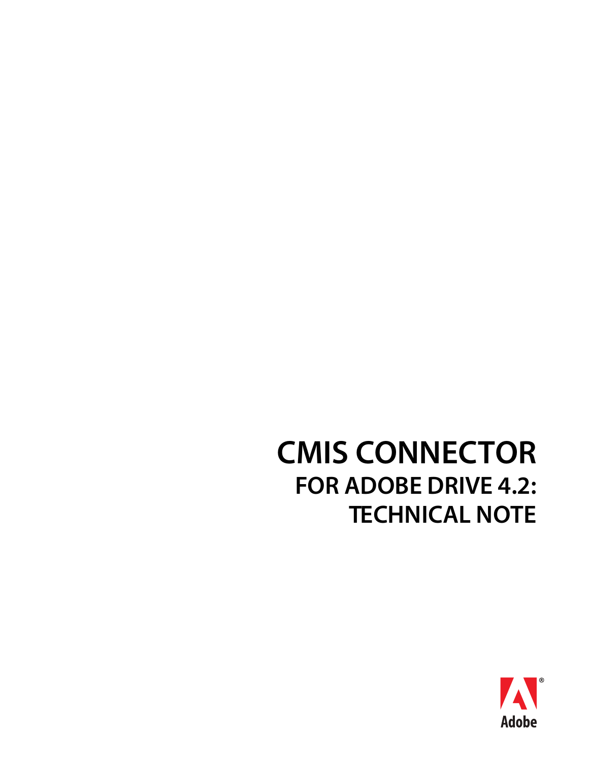# CMIS CONNECTOR

## FOR ADOBE DRIVE 4.2: TECHNICAL NOTE

Adobe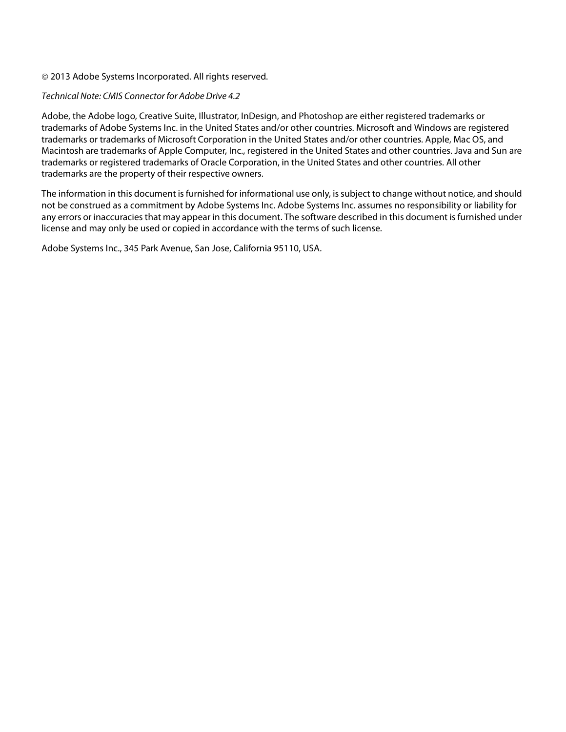© 2013 Adobe Systems Incorporated. All rights reserved.

*Technical Note: CMIS Connector for Adobe Drive 4.2*

Adobe, the Adobe logo, Creative Suite, Illustrator, InDesign, and Photoshop are either registered trademarks or trademarks of Adobe Systems Inc. in the United States and/or other countries. Microsoft and Windows are registered trademarks or trademarks of Microsoft Corporation in the United States and/or other countries. Apple, Mac OS, and Macintosh are trademarks of Apple Computer, Inc., registered in the United States and other countries. Java and Sun are trademarks or registered trademarks of Oracle Corporation, in the United States and other countries. All other trademarks are the property of their respective owners.

The information in this document is furnished for informational use only, is subject to change without notice, and should not be construed as a commitment by Adobe Systems Inc. Adobe Systems Inc. assumes no responsibility or liability for any errors or inaccuracies that may appear in this document. The software described in this document is furnished under license and may only be used or copied in accordance with the terms of such license.

Adobe Systems Inc., 345 Park Avenue, San Jose, California 95110, USA.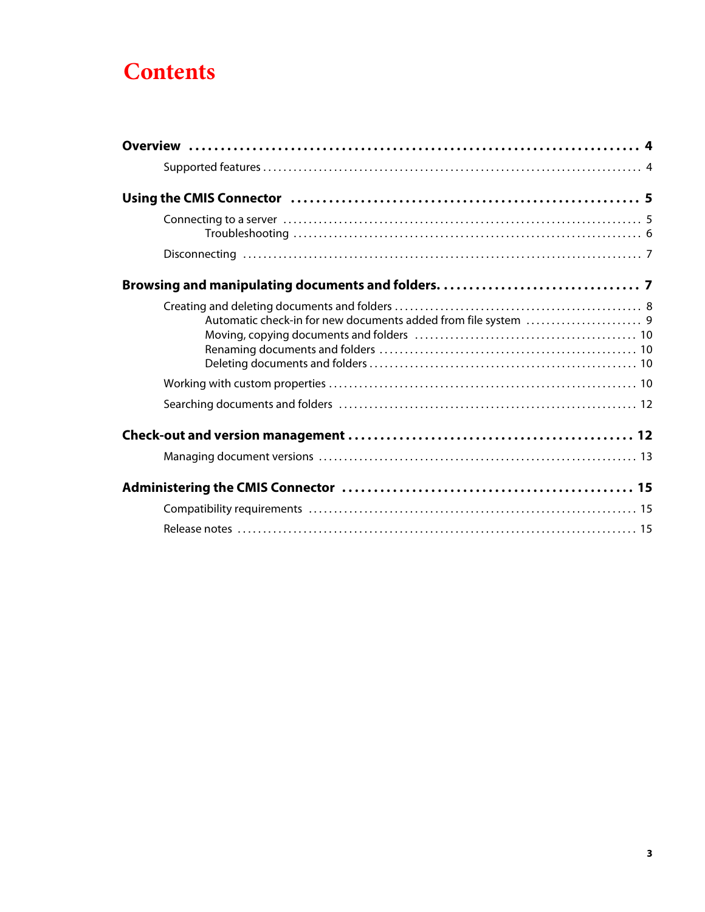# Contents

**Overview . . . . . . . . . . . . . . . . . . . . . . . . . . . . . . . . . . . . . . . . . . . . . . . . . . . . . . . . . . . . . . . . . 4**

Supported features . . . . . . . . . . . . . . . . . . . . . . . . . . . . . . . . . . . . . . . . . . . . . . . . . . . . . . . . . . . . . . 4

**Using the CMIS Connector . . . . . . . . . . . . . . . . . . . . . . . . . . . . . . . . . . . . . . . . . . . . . . . . . . 5**

Connecting to a server . . . . . . . . . . . . . . . . . . . . . . . . . . . . . . . . . . . . . . . . . . . . . . . . . . . . . . . . . . . 5

Troubleshooting . . . . . . . . . . . . . . . . . . . . . . . . . . . . . . . . . . . . . . . . . . . . . . . . . . . . . . . . . . . . . . 6

Disconnecting . . . . . . . . . . . . . . . . . . . . . . . . . . . . . . . . . . . . . . . . . . . . . . . . . . . . . . . . . . . . . . . . . . . 7

**Browsing and manipulating documents and folders. . . . . . . . . . . . . . . . . . . . . . . . . . . . . . . 7**

Creating and deleting documents and folders . . . . . . . . . . . . . . . . . . . . . . . . . . . . . . . . . . . . . . . . . . . . . 8

Automatic check-in for new documents added from file system . . . . . . . . . . . . . . . . . . . . . . . 9

Moving, copying documents and folders . . . . . . . . . . . . . . . . . . . . . . . . . . . . . . . . . . . . . . . . . . 10

Renaming documents and folders . . . . . . . . . . . . . . . . . . . . . . . . . . . . . . . . . . . . . . . . . . . . . . . . 10

Deleting documents and folders . . . . . . . . . . . . . . . . . . . . . . . . . . . . . . . . . . . . . . . . . . . . . . . . . 10

Working with custom properties . . . . . . . . . . . . . . . . . . . . . . . . . . . . . . . . . . . . . . . . . . . . . . . . . . . . . 10

Searching documents and folders . . . . . . . . . . . . . . . . . . . . . . . . . . . . . . . . . . . . . . . . . . . . . . . . . . . . 12

**Check-out and version management . . . . . . . . . . . . . . . . . . . . . . . . . . . . . . . . . . . . . . . . . . . 12**

Managing document versions . . . . . . . . . . . . . . . . . . . . . . . . . . . . . . . . . . . . . . . . . . . . . . . . . . . . . . . 13

**Administering the CMIS Connector . . . . . . . . . . . . . . . . . . . . . . . . . . . . . . . . . . . . . . . . . . . . 15**

Compatibility requirements . . . . . . . . . . . . . . . . . . . . . . . . . . . . . . . . . . . . . . . . . . . . . . . . . . . . . . . . . 15

Release notes . . . . . . . . . . . . . . . . . . . . . . . . . . . . . . . . . . . . . . . . . . . . . . . . . . . . . . . . . . . . . . . . . . . . 15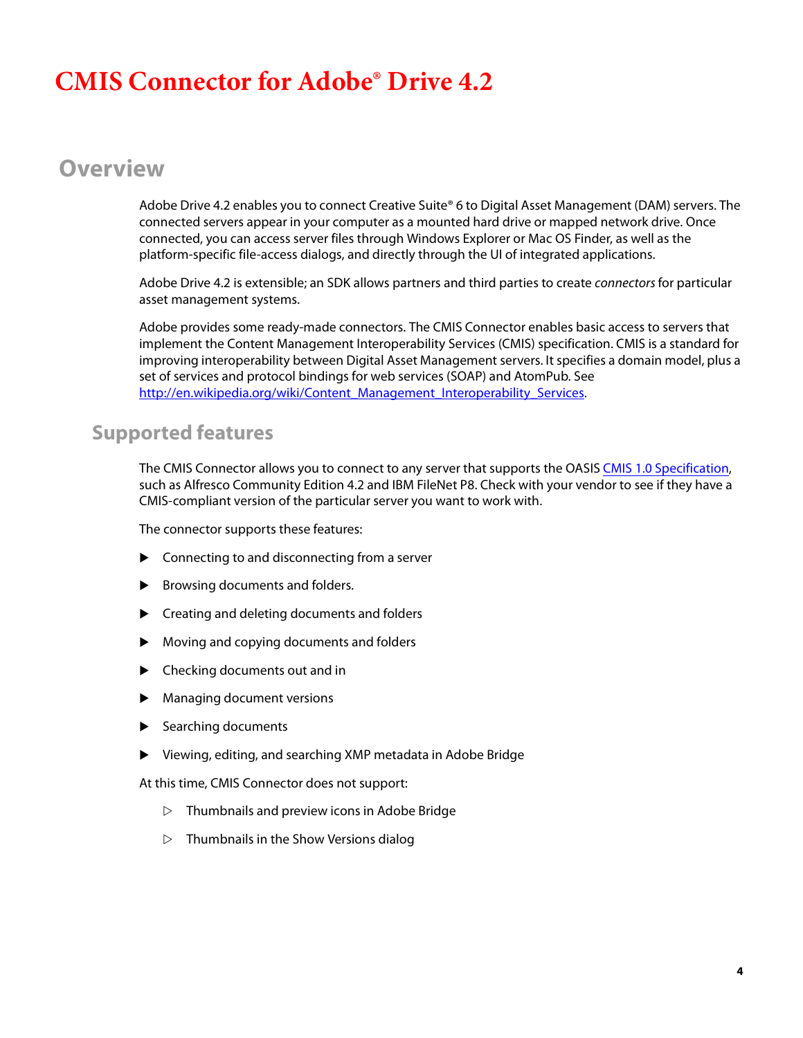# CMIS Connector for Adobe® Drive 4.2

## Overview

Adobe Drive 4.2 enables you to connect Creative Suite® 6 to Digital Asset Management (DAM) servers. The connected servers appear in your computer as a mounted hard drive or mapped network drive. Once connected, you can access server files through Windows Explorer or Mac OS Finder, as well as the platform-specific file-access dialogs, and directly through the UI of integrated applications.

Adobe Drive 4.2 is extensible; an SDK allows partners and third parties to create *connectors* for particular asset management systems.

Adobe provides some ready-made connectors. The CMIS Connector enables basic access to servers that implement the Content Management Interoperability Services (CMIS) specification. CMIS is a standard for improving interoperability between Digital Asset Management servers. It specifies a domain model, plus a set of services and protocol bindings for web services (SOAP) and AtomPub. See http://en.wikipedia.org/wiki/Content_Management_Interoperability_Services.

### Supported features

The CMIS Connector allows you to connect to any server that supports the OASIS CMIS 1.0 Specification, such as Alfresco Community Edition 4.2 and IBM FileNet P8. Check with your vendor to see if they have a CMIS-compliant version of the particular server you want to work with.

The connector supports these features:

- Connecting to and disconnecting from a server
- Browsing documents and folders.
- Creating and deleting documents and folders
- Moving and copying documents and folders
- Checking documents out and in
- Managing document versions
- Searching documents
- Viewing, editing, and searching XMP metadata in Adobe Bridge

At this time, CMIS Connector does not support:

- Thumbnails and preview icons in Adobe Bridge
- Thumbnails in the Show Versions dialog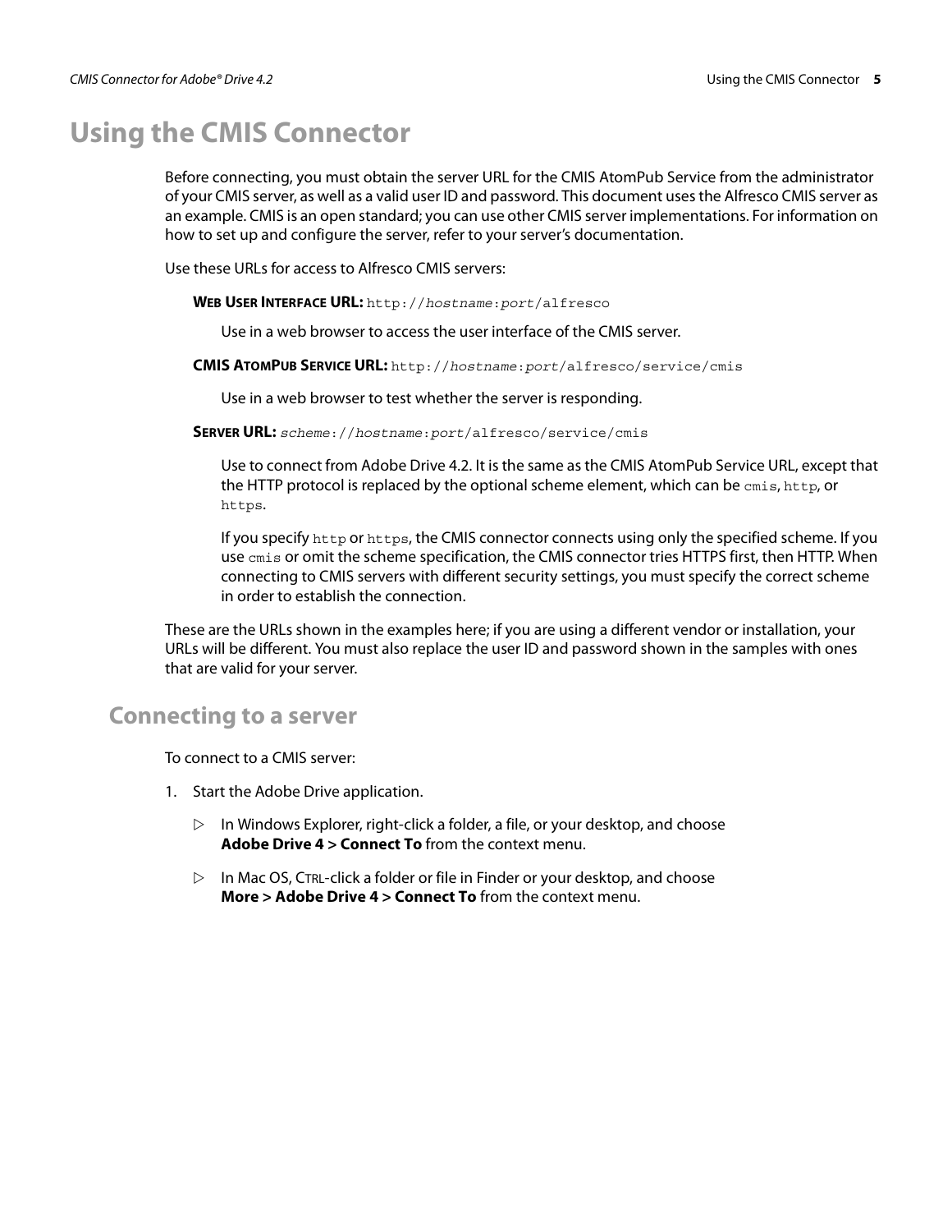# Using the CMIS Connector

Before connecting, you must obtain the server URL for the CMIS AtomPub Service from the administrator of your CMIS server, as well as a valid user ID and password. This document uses the Alfresco CMIS server as an example. CMIS is an open standard; you can use other CMIS server implementations. For information on how to set up and configure the server, refer to your server's documentation.

Use these URLs for access to Alfresco CMIS servers:

**WEB USER INTERFACE URL:** `http://`*`hostname`*`:`*`port`*`/alfresco`

Use in a web browser to access the user interface of the CMIS server.

**CMIS ATOMPUB SERVICE URL:** `http://`*`hostname`*`:`*`port`*`/alfresco/service/cmis`

Use in a web browser to test whether the server is responding.

**SERVER URL:** *`scheme`*`://`*`hostname`*`:`*`port`*`/alfresco/service/cmis`

Use to connect from Adobe Drive 4.2. It is the same as the CMIS AtomPub Service URL, except that the HTTP protocol is replaced by the optional scheme element, which can be `cmis`, `http`, or `https`.

If you specify `http` or `https`, the CMIS connector connects using only the specified scheme. If you use `cmis` or omit the scheme specification, the CMIS connector tries HTTPS first, then HTTP. When connecting to CMIS servers with different security settings, you must specify the correct scheme in order to establish the connection.

These are the URLs shown in the examples here; if you are using a different vendor or installation, your URLs will be different. You must also replace the user ID and password shown in the samples with ones that are valid for your server.

## Connecting to a server

To connect to a CMIS server:

1. Start the Adobe Drive application.

   ▷ In Windows Explorer, right-click a folder, a file, or your desktop, and choose **Adobe Drive 4 > Connect To** from the context menu.

   ▷ In Mac OS, CTRL-click a folder or file in Finder or your desktop, and choose **More > Adobe Drive 4 > Connect To** from the context menu.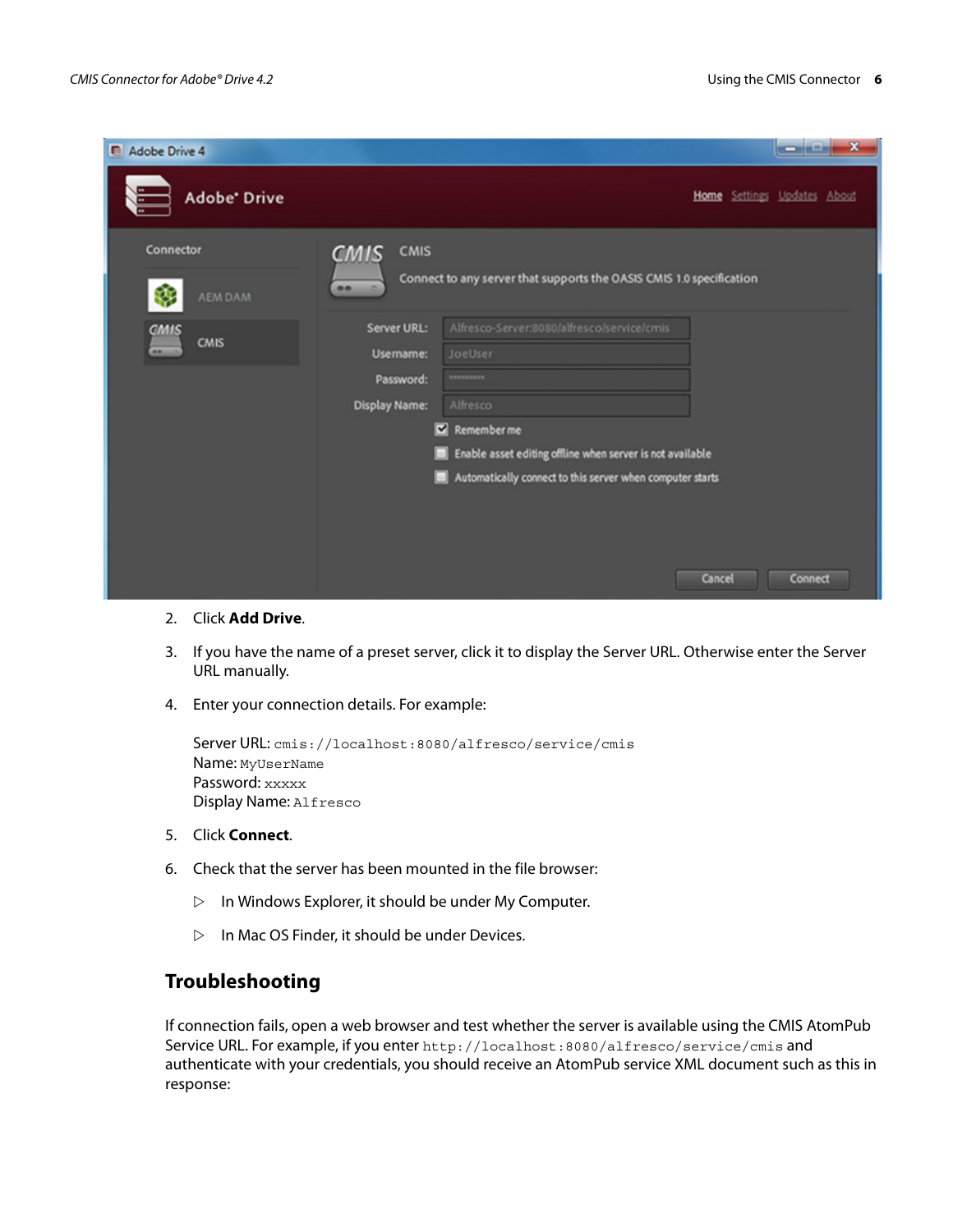2. Click **Add Drive**.

3. If you have the name of a preset server, click it to display the Server URL. Otherwise enter the Server URL manually.

4. Enter your connection details. For example:

   Server URL: `cmis://localhost:8080/alfresco/service/cmis`
   Name: `MyUserName`
   Password: `xxxxx`
   Display Name: `Alfresco`

5. Click **Connect**.

6. Check that the server has been mounted in the file browser:

   ▷ In Windows Explorer, it should be under My Computer.

   ▷ In Mac OS Finder, it should be under Devices.

## Troubleshooting

If connection fails, open a web browser and test whether the server is available using the CMIS AtomPub Service URL. For example, if you enter `http://localhost:8080/alfresco/service/cmis` and authenticate with your credentials, you should receive an AtomPub service XML document such as this in response: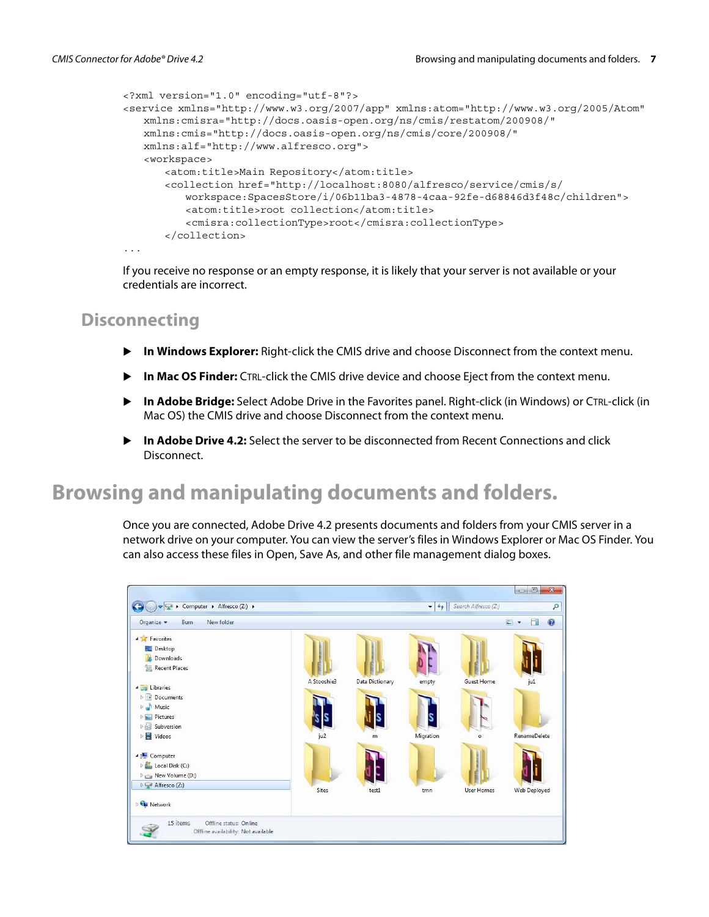```
<?xml version="1.0" encoding="utf-8"?>
<service xmlns="http://www.w3.org/2007/app" xmlns:atom="http://www.w3.org/2005/Atom"
    xmlns:cmisra="http://docs.oasis-open.org/ns/cmis/restatom/200908/"
    xmlns:cmis="http://docs.oasis-open.org/ns/cmis/core/200908/"
    xmlns:alf="http://www.alfresco.org">
    <workspace>
        <atom:title>Main Repository</atom:title>
        <collection href="http://localhost:8080/alfresco/service/cmis/s/
            workspace:SpacesStore/i/06b11ba3-4878-4caa-92fe-d68846d3f48c/children">
            <atom:title>root collection</atom:title>
            <cmisra:collectionType>root</cmisra:collectionType>
        </collection>
...
```

If you receive no response or an empty response, it is likely that your server is not available or your credentials are incorrect.

## Disconnecting

- **In Windows Explorer:** Right-click the CMIS drive and choose Disconnect from the context menu.
- **In Mac OS Finder:** CTRL-click the CMIS drive device and choose Eject from the context menu.
- **In Adobe Bridge:** Select Adobe Drive in the Favorites panel. Right-click (in Windows) or CTRL-click (in Mac OS) the CMIS drive and choose Disconnect from the context menu.
- **In Adobe Drive 4.2:** Select the server to be disconnected from Recent Connections and click Disconnect.

# Browsing and manipulating documents and folders.

Once you are connected, Adobe Drive 4.2 presents documents and folders from your CMIS server in a network drive on your computer. You can view the server's files in Windows Explorer or Mac OS Finder. You can also access these files in Open, Save As, and other file management dialog boxes.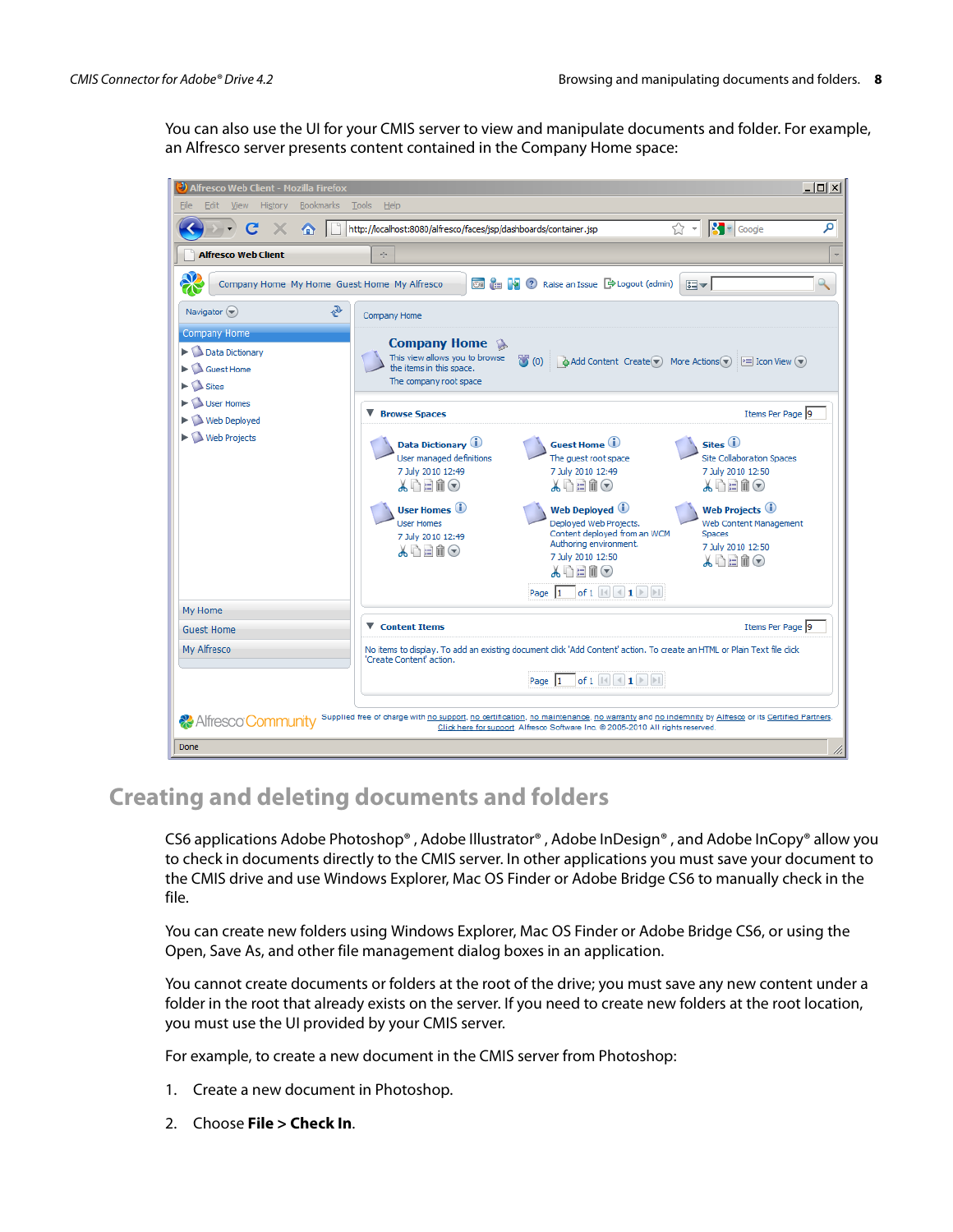You can also use the UI for your CMIS server to view and manipulate documents and folder. For example, an Alfresco server presents content contained in the Company Home space:

## Creating and deleting documents and folders

CS6 applications Adobe Photoshop® , Adobe Illustrator® , Adobe InDesign® , and Adobe InCopy® allow you to check in documents directly to the CMIS server. In other applications you must save your document to the CMIS drive and use Windows Explorer, Mac OS Finder or Adobe Bridge CS6 to manually check in the file.

You can create new folders using Windows Explorer, Mac OS Finder or Adobe Bridge CS6, or using the Open, Save As, and other file management dialog boxes in an application.

You cannot create documents or folders at the root of the drive; you must save any new content under a folder in the root that already exists on the server. If you need to create new folders at the root location, you must use the UI provided by your CMIS server.

For example, to create a new document in the CMIS server from Photoshop:

1. Create a new document in Photoshop.
2. Choose **File > Check In**.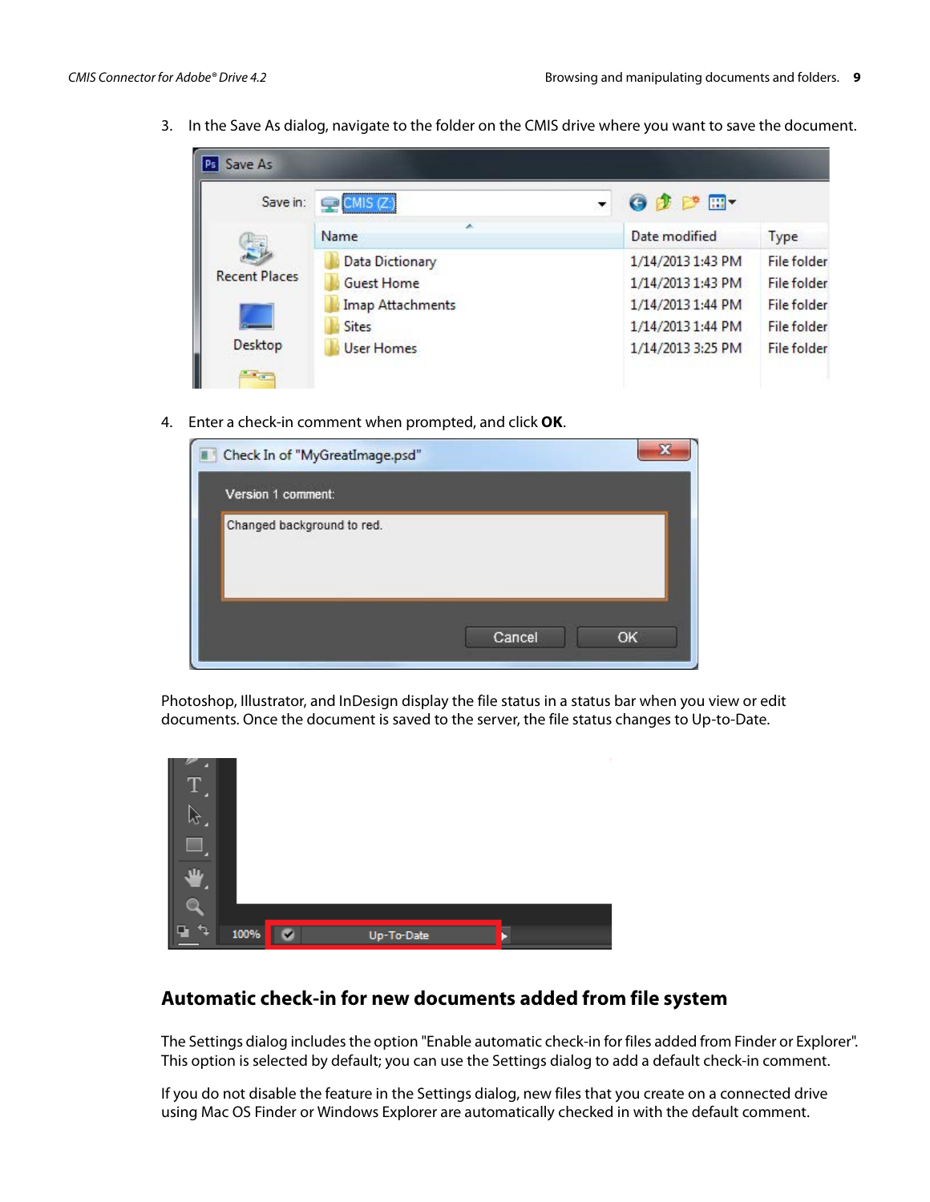3. In the Save As dialog, navigate to the folder on the CMIS drive where you want to save the document.

4. Enter a check-in comment when prompted, and click **OK**.

Photoshop, Illustrator, and InDesign display the file status in a status bar when you view or edit documents. Once the document is saved to the server, the file status changes to Up-to-Date.

## Automatic check-in for new documents added from file system

The Settings dialog includes the option "Enable automatic check-in for files added from Finder or Explorer". This option is selected by default; you can use the Settings dialog to add a default check-in comment.

If you do not disable the feature in the Settings dialog, new files that you create on a connected drive using Mac OS Finder or Windows Explorer are automatically checked in with the default comment.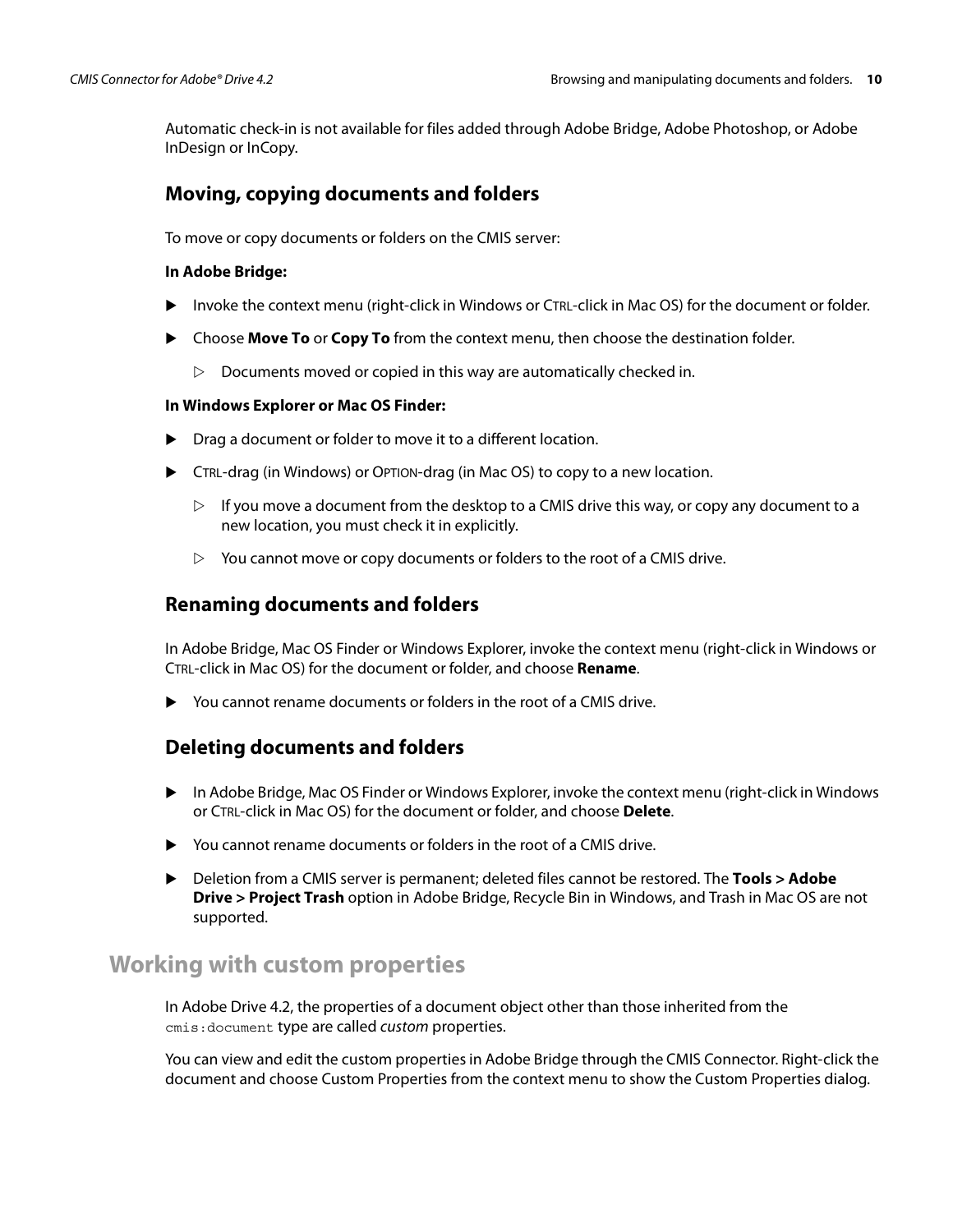Automatic check-in is not available for files added through Adobe Bridge, Adobe Photoshop, or Adobe InDesign or InCopy.

### Moving, copying documents and folders

To move or copy documents or folders on the CMIS server:

**In Adobe Bridge:**

- Invoke the context menu (right-click in Windows or CTRL-click in Mac OS) for the document or folder.
- Choose **Move To** or **Copy To** from the context menu, then choose the destination folder.
  - Documents moved or copied in this way are automatically checked in.

**In Windows Explorer or Mac OS Finder:**

- Drag a document or folder to move it to a different location.
- CTRL-drag (in Windows) or OPTION-drag (in Mac OS) to copy to a new location.
  - If you move a document from the desktop to a CMIS drive this way, or copy any document to a new location, you must check it in explicitly.
  - You cannot move or copy documents or folders to the root of a CMIS drive.

### Renaming documents and folders

In Adobe Bridge, Mac OS Finder or Windows Explorer, invoke the context menu (right-click in Windows or CTRL-click in Mac OS) for the document or folder, and choose **Rename**.

- You cannot rename documents or folders in the root of a CMIS drive.

### Deleting documents and folders

- In Adobe Bridge, Mac OS Finder or Windows Explorer, invoke the context menu (right-click in Windows or CTRL-click in Mac OS) for the document or folder, and choose **Delete**.
- You cannot rename documents or folders in the root of a CMIS drive.
- Deletion from a CMIS server is permanent; deleted files cannot be restored. The **Tools > Adobe Drive > Project Trash** option in Adobe Bridge, Recycle Bin in Windows, and Trash in Mac OS are not supported.

## Working with custom properties

In Adobe Drive 4.2, the properties of a document object other than those inherited from the `cmis:document` type are called *custom* properties.

You can view and edit the custom properties in Adobe Bridge through the CMIS Connector. Right-click the document and choose Custom Properties from the context menu to show the Custom Properties dialog.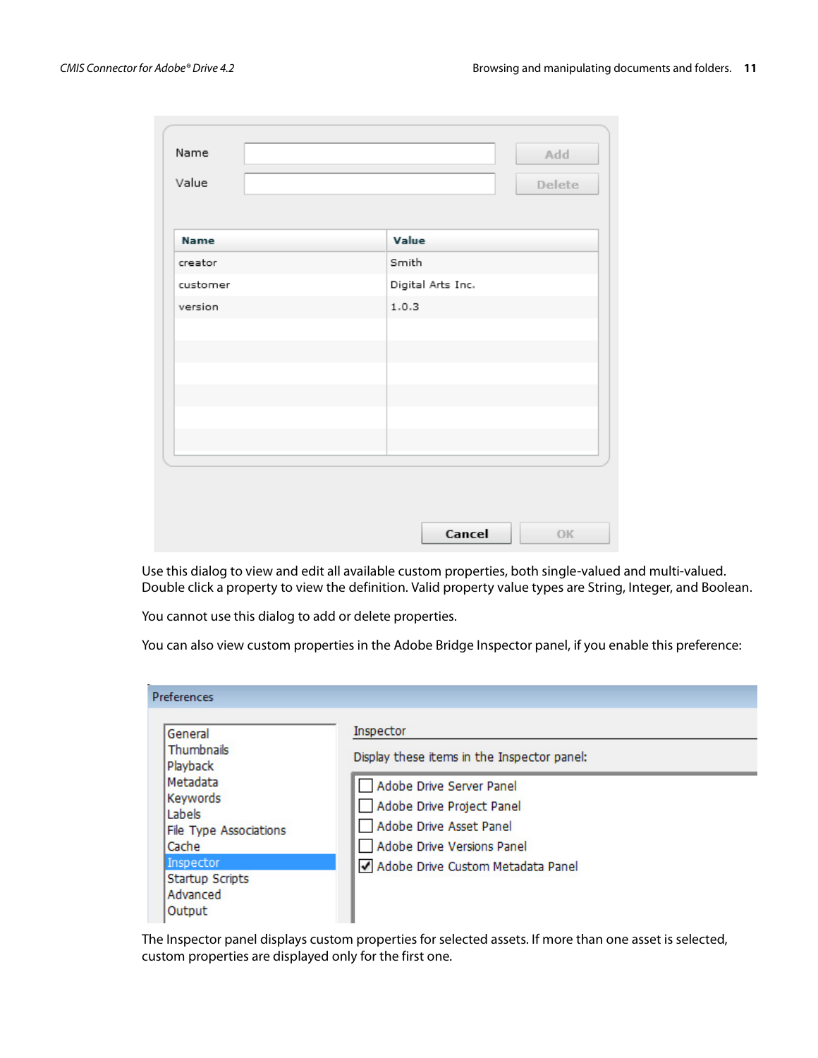Name

Value

Add

Delete

| Name | Value |
| --- | --- |
| creator | Smith |
| customer | Digital Arts Inc. |
| version | 1.0.3 |

Cancel

OK

Use this dialog to view and edit all available custom properties, both single-valued and multi-valued. Double click a property to view the definition. Valid property value types are String, Integer, and Boolean.

You cannot use this dialog to add or delete properties.

You can also view custom properties in the Adobe Bridge Inspector panel, if you enable this preference:

Preferences

General
Thumbnails
Playback
Metadata
Keywords
Labels
File Type Associations
Cache
Inspector
Startup Scripts
Advanced
Output

Inspector

Display these items in the Inspector panel:

- [ ] Adobe Drive Server Panel
- [ ] Adobe Drive Project Panel
- [ ] Adobe Drive Asset Panel
- [ ] Adobe Drive Versions Panel
- [x] Adobe Drive Custom Metadata Panel

The Inspector panel displays custom properties for selected assets. If more than one asset is selected, custom properties are displayed only for the first one.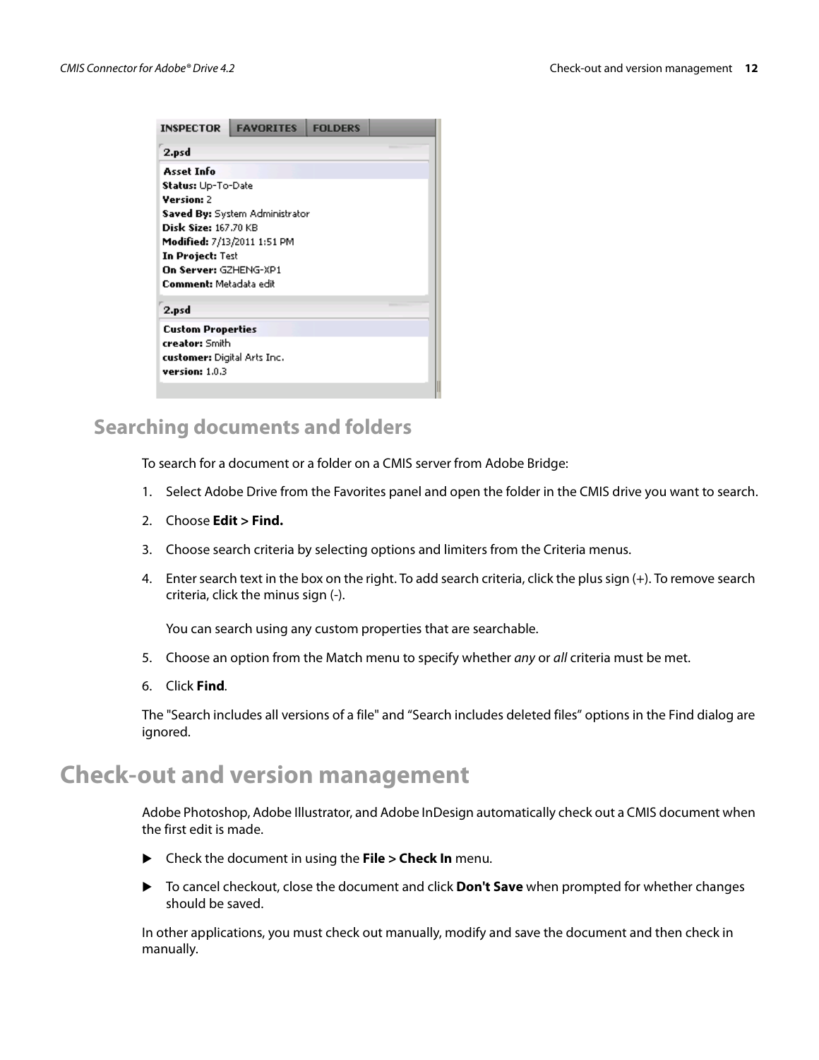## Searching documents and folders

To search for a document or a folder on a CMIS server from Adobe Bridge:

1. Select Adobe Drive from the Favorites panel and open the folder in the CMIS drive you want to search.
2. Choose **Edit > Find.**
3. Choose search criteria by selecting options and limiters from the Criteria menus.
4. Enter search text in the box on the right. To add search criteria, click the plus sign (+). To remove search criteria, click the minus sign (-).

   You can search using any custom properties that are searchable.
5. Choose an option from the Match menu to specify whether *any* or *all* criteria must be met.
6. Click **Find**.

The "Search includes all versions of a file" and “Search includes deleted files” options in the Find dialog are ignored.

# Check-out and version management

Adobe Photoshop, Adobe Illustrator, and Adobe InDesign automatically check out a CMIS document when the first edit is made.

- Check the document in using the **File > Check In** menu.
- To cancel checkout, close the document and click **Don't Save** when prompted for whether changes should be saved.

In other applications, you must check out manually, modify and save the document and then check in manually.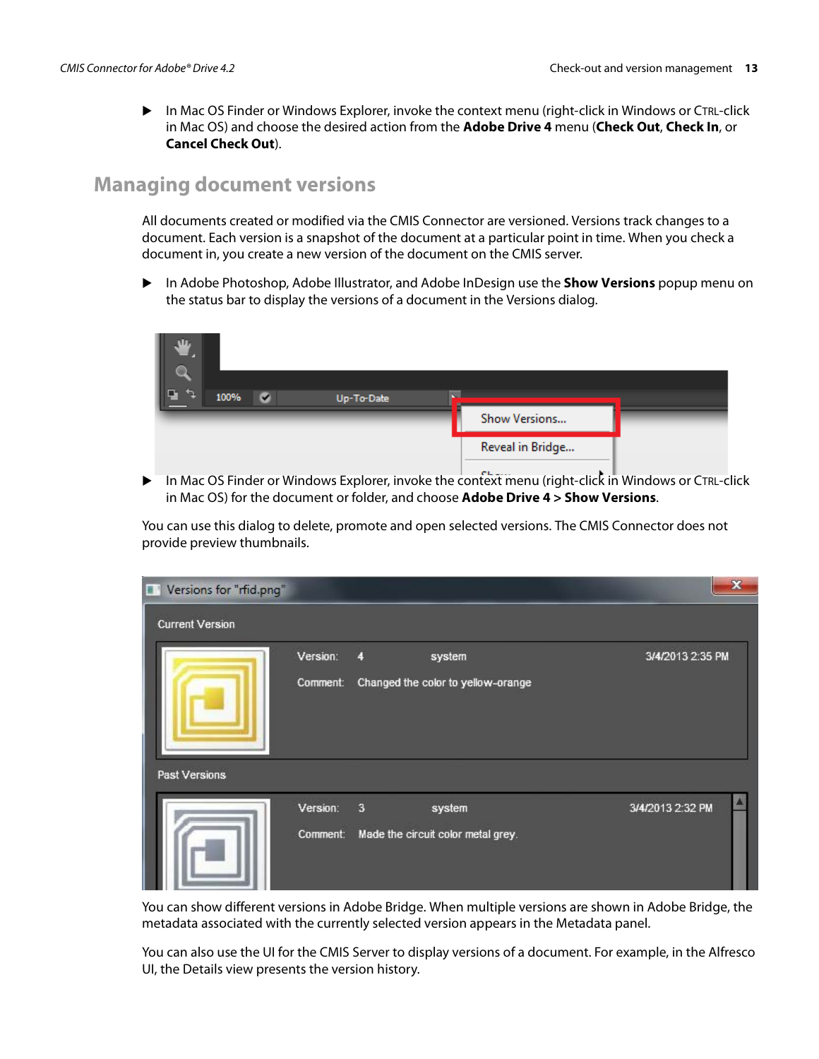- In Mac OS Finder or Windows Explorer, invoke the context menu (right-click in Windows or CTRL-click in Mac OS) and choose the desired action from the **Adobe Drive 4** menu (**Check Out**, **Check In**, or **Cancel Check Out**).

## Managing document versions

All documents created or modified via the CMIS Connector are versioned. Versions track changes to a document. Each version is a snapshot of the document at a particular point in time. When you check a document in, you create a new version of the document on the CMIS server.

- In Adobe Photoshop, Adobe Illustrator, and Adobe InDesign use the **Show Versions** popup menu on the status bar to display the versions of a document in the Versions dialog.

- In Mac OS Finder or Windows Explorer, invoke the context menu (right-click in Windows or CTRL-click in Mac OS) for the document or folder, and choose **Adobe Drive 4 > Show Versions**.

You can use this dialog to delete, promote and open selected versions. The CMIS Connector does not provide preview thumbnails.

You can show different versions in Adobe Bridge. When multiple versions are shown in Adobe Bridge, the metadata associated with the currently selected version appears in the Metadata panel.

You can also use the UI for the CMIS Server to display versions of a document. For example, in the Alfresco UI, the Details view presents the version history.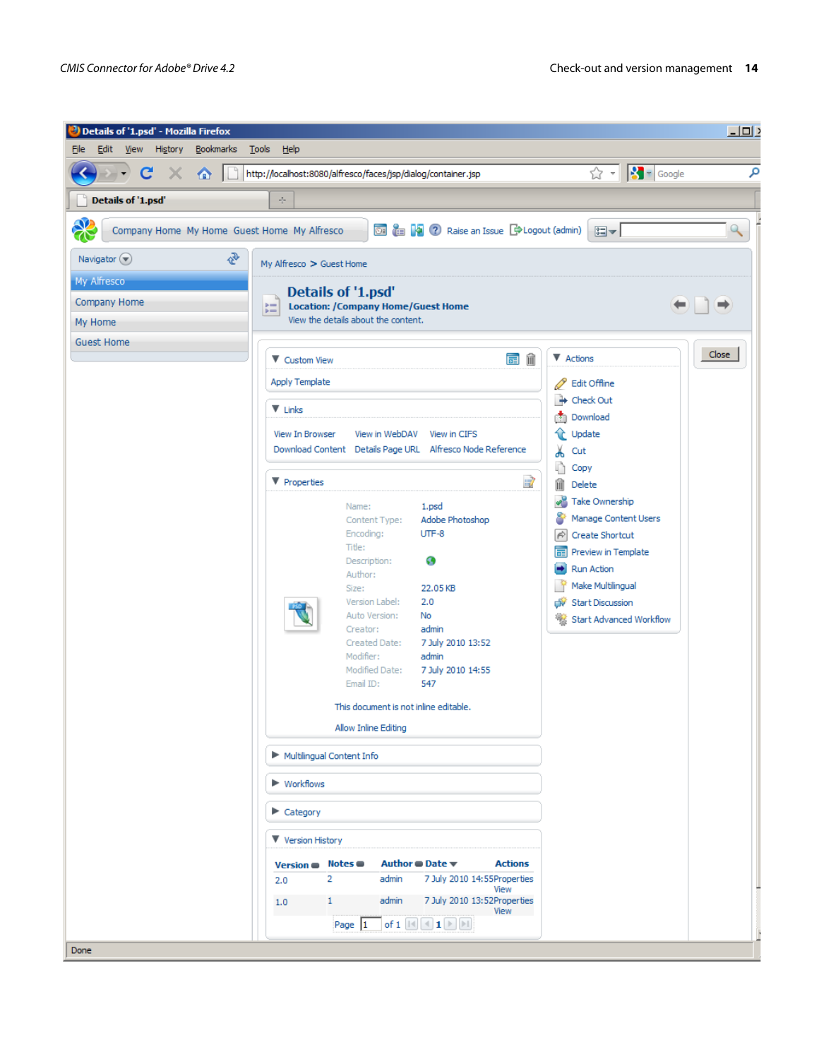Details of '1.psd' - Mozilla Firefox

File Edit View History Bookmarks Tools Help

http://localhost:8080/alfresco/faces/jsp/dialog/container.jsp

Details of '1.psd'

Company Home My Home Guest Home My Alfresco

Raise an Issue Logout (admin)

Navigator

- My Alfresco
- Company Home
- My Home
- Guest Home

My Alfresco > Guest Home

**Details of '1.psd'**

**Location: /Company Home/Guest Home**

View the details about the content.

Close

**Custom View**

Apply Template

**Links**

View In Browser View in WebDAV View in CIFS

Download Content Details Page URL Alfresco Node Reference

**Properties**

| | |
|---|---|
| Name: | 1.psd |
| Content Type: | Adobe Photoshop |
| Encoding: | UTF-8 |
| Title: | |
| Description: | |
| Author: | |
| Size: | 22.05 KB |
| Version Label: | 2.0 |
| Auto Version: | No |
| Creator: | admin |
| Created Date: | 7 July 2010 13:52 |
| Modifier: | admin |
| Modified Date: | 7 July 2010 14:55 |
| Email ID: | 547 |

This document is not inline editable.

Allow Inline Editing

**Multilingual Content Info**

**Workflows**

**Category**

**Version History**

| Version | Notes | Author | Date | Actions |
|---|---|---|---|---|
| 2.0 | 2 | admin | 7 July 2010 14:55 | Properties View |
| 1.0 | 1 | admin | 7 July 2010 13:52 | Properties View |

Page 1 of 1

**Actions**

- Edit Offline
- Check Out
- Download
- Update
- Cut
- Copy
- Delete
- Take Ownership
- Manage Content Users
- Create Shortcut
- Preview in Template
- Run Action
- Make Multilingual
- Start Discussion
- Start Advanced Workflow

Done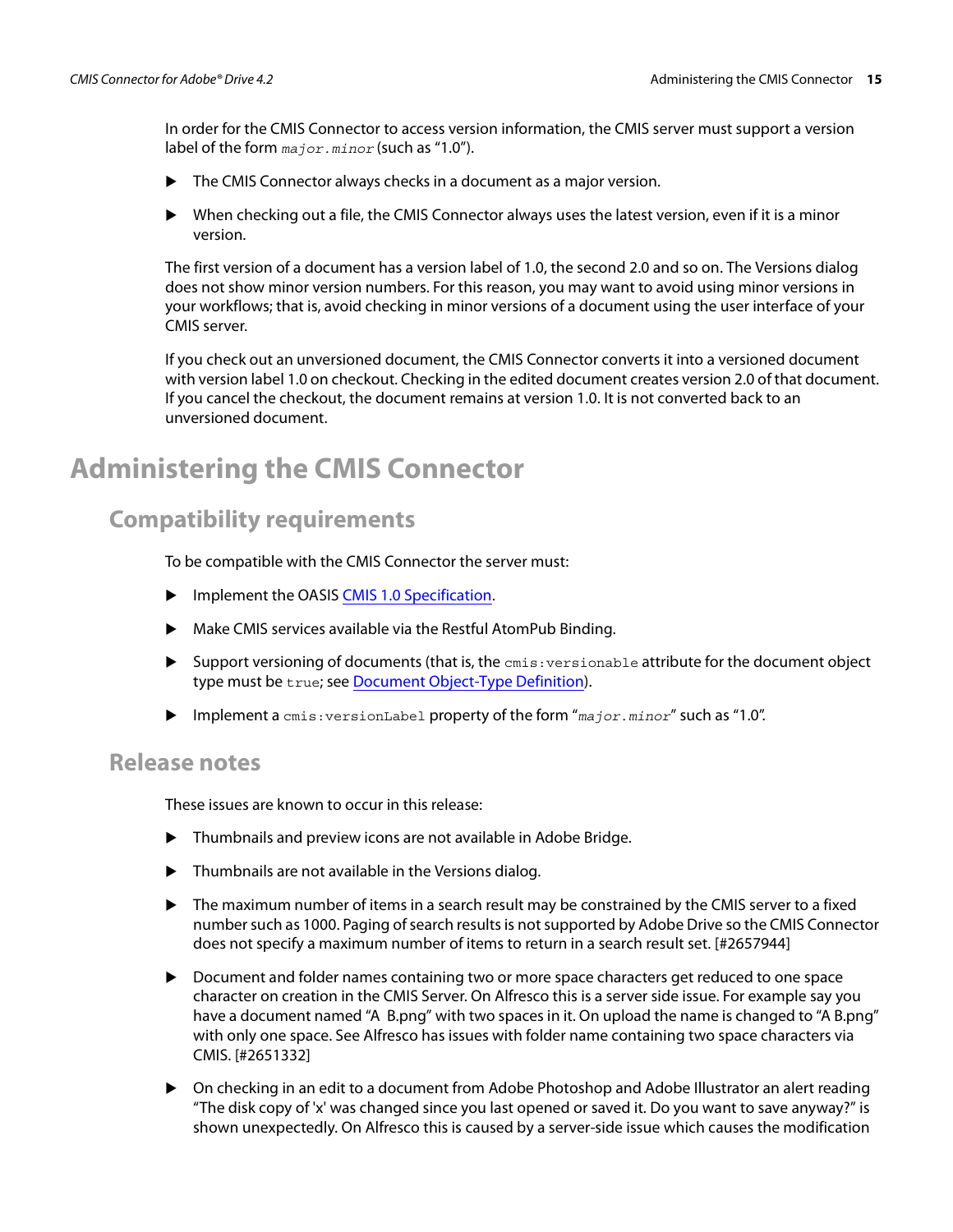In order for the CMIS Connector to access version information, the CMIS server must support a version label of the form `major.minor` (such as "1.0").

- The CMIS Connector always checks in a document as a major version.
- When checking out a file, the CMIS Connector always uses the latest version, even if it is a minor version.

The first version of a document has a version label of 1.0, the second 2.0 and so on. The Versions dialog does not show minor version numbers. For this reason, you may want to avoid using minor versions in your workflows; that is, avoid checking in minor versions of a document using the user interface of your CMIS server.

If you check out an unversioned document, the CMIS Connector converts it into a versioned document with version label 1.0 on checkout. Checking in the edited document creates version 2.0 of that document. If you cancel the checkout, the document remains at version 1.0. It is not converted back to an unversioned document.

# Administering the CMIS Connector

## Compatibility requirements

To be compatible with the CMIS Connector the server must:

- Implement the OASIS [CMIS 1.0 Specification](#).
- Make CMIS services available via the Restful AtomPub Binding.
- Support versioning of documents (that is, the `cmis:versionable` attribute for the document object type must be `true`; see [Document Object-Type Definition](#)).
- Implement a `cmis:versionLabel` property of the form "`major.minor`" such as "1.0".

## Release notes

These issues are known to occur in this release:

- Thumbnails and preview icons are not available in Adobe Bridge.
- Thumbnails are not available in the Versions dialog.
- The maximum number of items in a search result may be constrained by the CMIS server to a fixed number such as 1000. Paging of search results is not supported by Adobe Drive so the CMIS Connector does not specify a maximum number of items to return in a search result set. [#2657944]
- Document and folder names containing two or more space characters get reduced to one space character on creation in the CMIS Server. On Alfresco this is a server side issue. For example say you have a document named "A  B.png" with two spaces in it. On upload the name is changed to "A B.png" with only one space. See Alfresco has issues with folder name containing two space characters via CMIS. [#2651332]
- On checking in an edit to a document from Adobe Photoshop and Adobe Illustrator an alert reading "The disk copy of 'x' was changed since you last opened or saved it. Do you want to save anyway?" is shown unexpectedly. On Alfresco this is caused by a server-side issue which causes the modification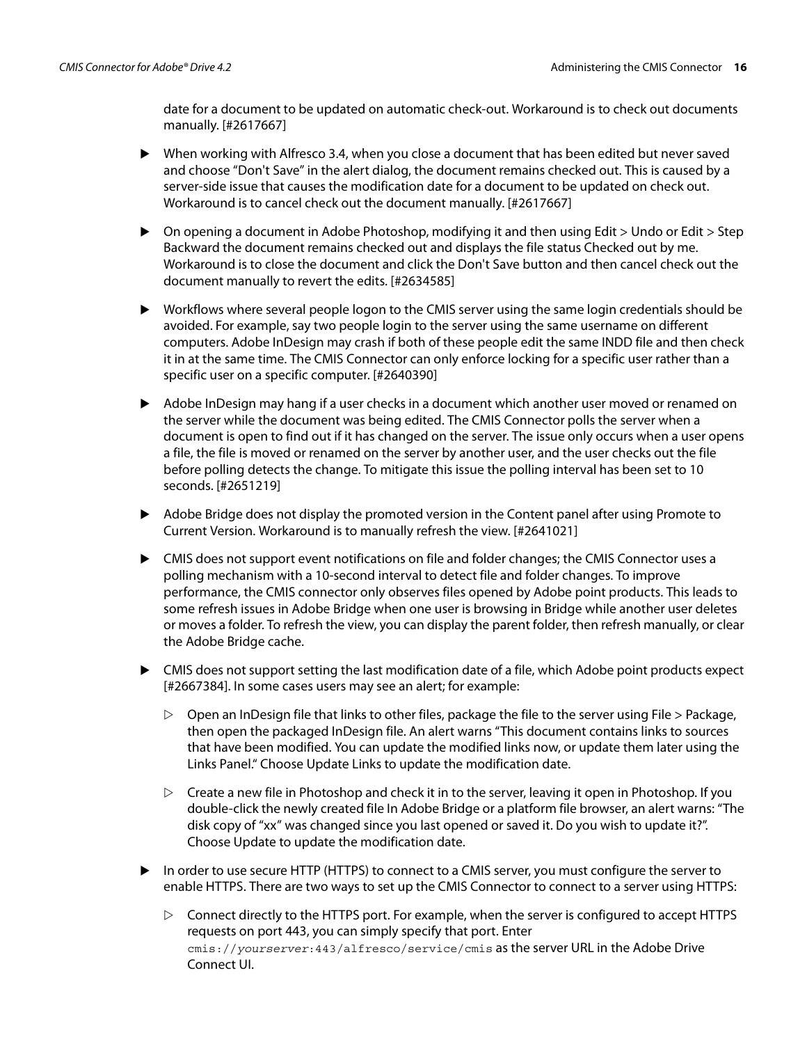date for a document to be updated on automatic check-out. Workaround is to check out documents manually. [#2617667]

- When working with Alfresco 3.4, when you close a document that has been edited but never saved and choose “Don't Save” in the alert dialog, the document remains checked out. This is caused by a server-side issue that causes the modification date for a document to be updated on check out. Workaround is to cancel check out the document manually. [#2617667]
- On opening a document in Adobe Photoshop, modifying it and then using Edit > Undo or Edit > Step Backward the document remains checked out and displays the file status Checked out by me. Workaround is to close the document and click the Don't Save button and then cancel check out the document manually to revert the edits. [#2634585]
- Workflows where several people logon to the CMIS server using the same login credentials should be avoided. For example, say two people login to the server using the same username on different computers. Adobe InDesign may crash if both of these people edit the same INDD file and then check it in at the same time. The CMIS Connector can only enforce locking for a specific user rather than a specific user on a specific computer. [#2640390]
- Adobe InDesign may hang if a user checks in a document which another user moved or renamed on the server while the document was being edited. The CMIS Connector polls the server when a document is open to find out if it has changed on the server. The issue only occurs when a user opens a file, the file is moved or renamed on the server by another user, and the user checks out the file before polling detects the change. To mitigate this issue the polling interval has been set to 10 seconds. [#2651219]
- Adobe Bridge does not display the promoted version in the Content panel after using Promote to Current Version. Workaround is to manually refresh the view. [#2641021]
- CMIS does not support event notifications on file and folder changes; the CMIS Connector uses a polling mechanism with a 10-second interval to detect file and folder changes. To improve performance, the CMIS connector only observes files opened by Adobe point products. This leads to some refresh issues in Adobe Bridge when one user is browsing in Bridge while another user deletes or moves a folder. To refresh the view, you can display the parent folder, then refresh manually, or clear the Adobe Bridge cache.
- CMIS does not support setting the last modification date of a file, which Adobe point products expect [#2667384]. In some cases users may see an alert; for example:
  - Open an InDesign file that links to other files, package the file to the server using File > Package, then open the packaged InDesign file. An alert warns “This document contains links to sources that have been modified. You can update the modified links now, or update them later using the Links Panel.“ Choose Update Links to update the modification date.
  - Create a new file in Photoshop and check it in to the server, leaving it open in Photoshop. If you double-click the newly created file In Adobe Bridge or a platform file browser, an alert warns: “The disk copy of “xx” was changed since you last opened or saved it. Do you wish to update it?”. Choose Update to update the modification date.
- In order to use secure HTTP (HTTPS) to connect to a CMIS server, you must configure the server to enable HTTPS. There are two ways to set up the CMIS Connector to connect to a server using HTTPS:
  - Connect directly to the HTTPS port. For example, when the server is configured to accept HTTPS requests on port 443, you can simply specify that port. Enter `cmis://yourserver:443/alfresco/service/cmis` as the server URL in the Adobe Drive Connect UI.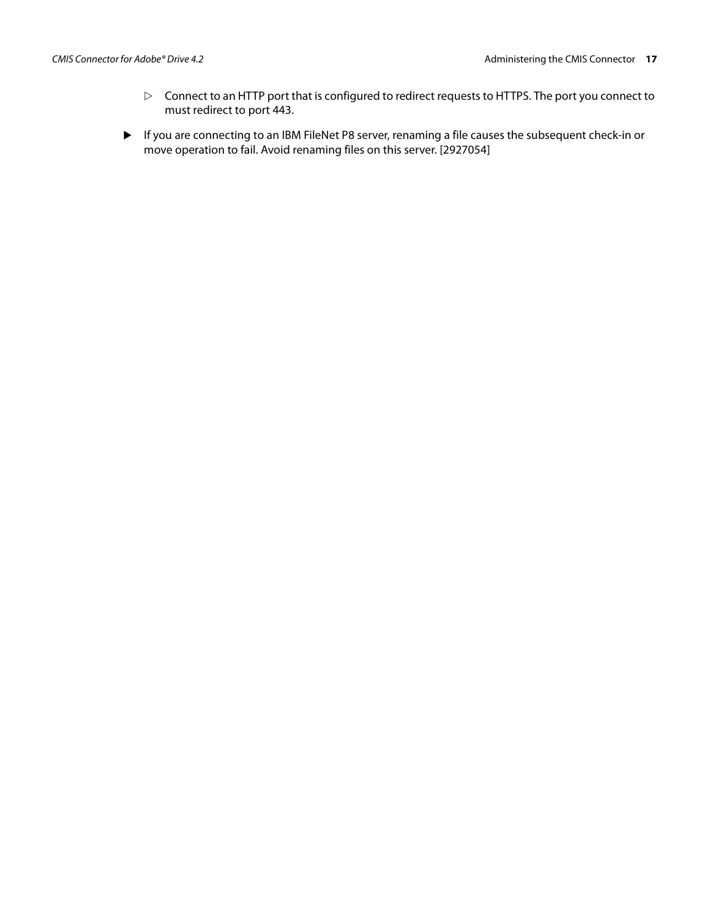- Connect to an HTTP port that is configured to redirect requests to HTTPS. The port you connect to must redirect to port 443.

- If you are connecting to an IBM FileNet P8 server, renaming a file causes the subsequent check-in or move operation to fail. Avoid renaming files on this server. [2927054]